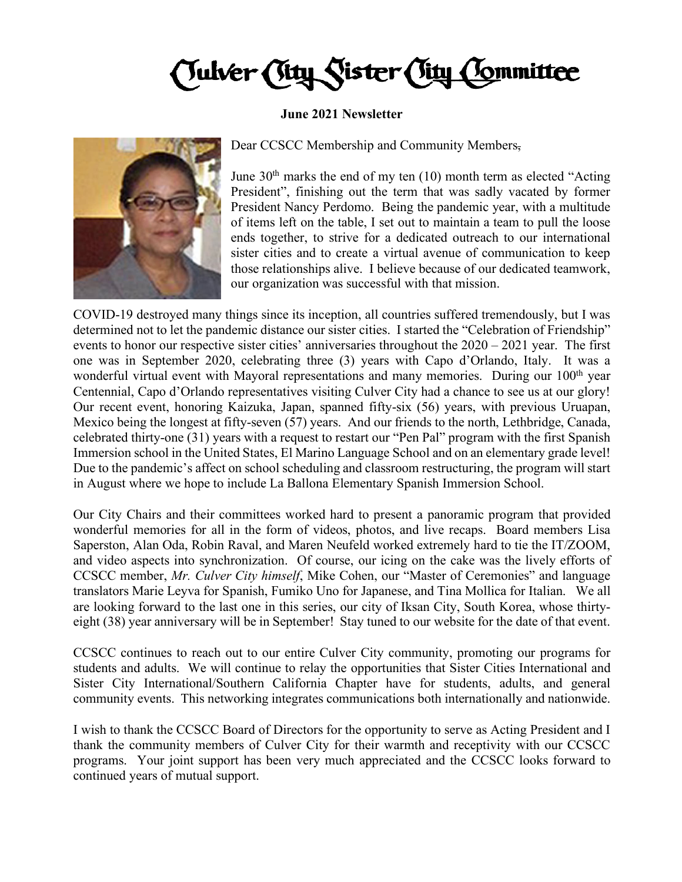# Culver City Sister City Committee

**June 2021 Newsletter**

Dear CCSCC Membership and Community Members,

June 30th marks the end of my ten (10) month term as elected "Acting President", finishing out the term that was sadly vacated by former President Nancy Perdomo. Being the pandemic year, with a multitude of items left on the table, I set out to maintain a team to pull the loose ends together, to strive for a dedicated outreach to our international sister cities and to create a virtual avenue of communication to keep those relationships alive. I believe because of our dedicated teamwork, our organization was successful with that mission.

COVID-19 destroyed many things since its inception, all countries suffered tremendously, but I was determined not to let the pandemic distance our sister cities. I started the "Celebration of Friendship" events to honor our respective sister cities' anniversaries throughout the 2020 – 2021 year. The first one was in September 2020, celebrating three (3) years with Capo d'Orlando, Italy. It was a wonderful virtual event with Mayoral representations and many memories. During our 100th year Centennial, Capo d'Orlando representatives visiting Culver City had a chance to see us at our glory! Our recent event, honoring Kaizuka, Japan, spanned fifty-six (56) years, with previous Uruapan, Mexico being the longest at fifty-seven (57) years. And our friends to the north, Lethbridge, Canada, celebrated thirty-one (31) years with a request to restart our "Pen Pal" program with the first Spanish Immersion school in the United States, El Marino Language School and on an elementary grade level! Due to the pandemic's affect on school scheduling and classroom restructuring, the program will start in August where we hope to include La Ballona Elementary Spanish Immersion School.

Our City Chairs and their committees worked hard to present a panoramic program that provided wonderful memories for all in the form of videos, photos, and live recaps. Board members Lisa Saperston, Alan Oda, Robin Raval, and Maren Neufeld worked extremely hard to tie the IT/ZOOM, and video aspects into synchronization. Of course, our icing on the cake was the lively efforts of CCSCC member, *Mr. Culver City himself*, Mike Cohen, our "Master of Ceremonies" and language translators Marie Leyva for Spanish, Fumiko Uno for Japanese, and Tina Mollica for Italian. We all are looking forward to the last one in this series, our city of Iksan City, South Korea, whose thirty-eight (38) year anniversary will be in September! Stay tuned to our website for the date of that event.

CCSCC continues to reach out to our entire Culver City community, promoting our programs for students and adults. We will continue to relay the opportunities that Sister Cities International and Sister City International/Southern California Chapter have for students, adults, and general community events. This networking integrates communications both internationally and nationwide.

I wish to thank the CCSCC Board of Directors for the opportunity to serve as Acting President and I thank the community members of Culver City for their warmth and receptivity with our CCSCC programs. Your joint support has been very much appreciated and the CCSCC looks forward to continued years of mutual support.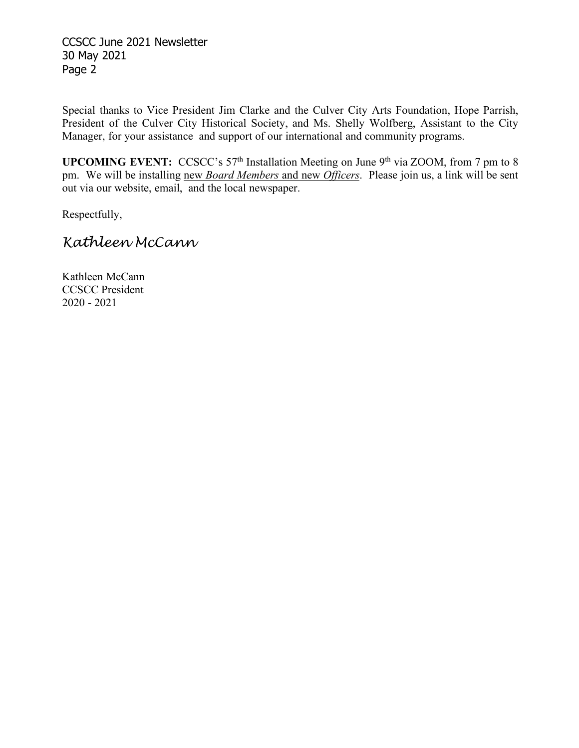Special thanks to Vice President Jim Clarke and the Culver City Arts Foundation, Hope Parrish, President of the Culver City Historical Society, and Ms. Shelly Wolfberg, Assistant to the City Manager, for your assistance and support of our international and community programs.

**UPCOMING EVENT:** CCSCC's 57th Installation Meeting on June 9th via ZOOM, from 7 pm to 8 pm. We will be installing new ***Board Members*** and new ***Officers***. Please join us, a link will be sent out via our website, email, and the local newspaper.

Respectfully,

*Kathleen McCann*

Kathleen McCann
CCSCC President
2020 - 2021